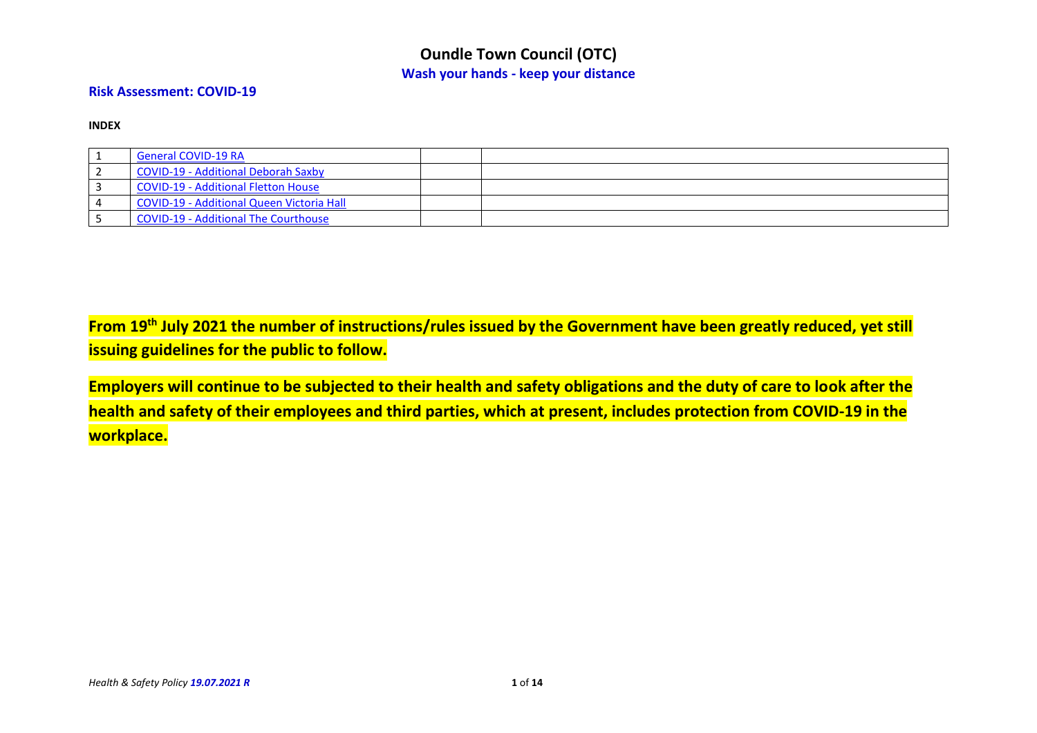# Oundle Town Council (OTC)

**Wash your hands - keep your distance**

## Risk Assessment: COVID-19

**INDEX**

| | | | |
|---|---|---|---|
| 1 | General COVID-19 RA | | |
| 2 | COVID-19 - Additional Deborah Saxby | | |
| 3 | COVID-19 - Additional Fletton House | | |
| 4 | COVID-19 - Additional Queen Victoria Hall | | |
| 5 | COVID-19 - Additional The Courthouse | | |

**From 19th July 2021 the number of instructions/rules issued by the Government have been greatly reduced, yet still issuing guidelines for the public to follow.**

**Employers will continue to be subjected to their health and safety obligations and the duty of care to look after the health and safety of their employees and third parties, which at present, includes protection from COVID-19 in the workplace.**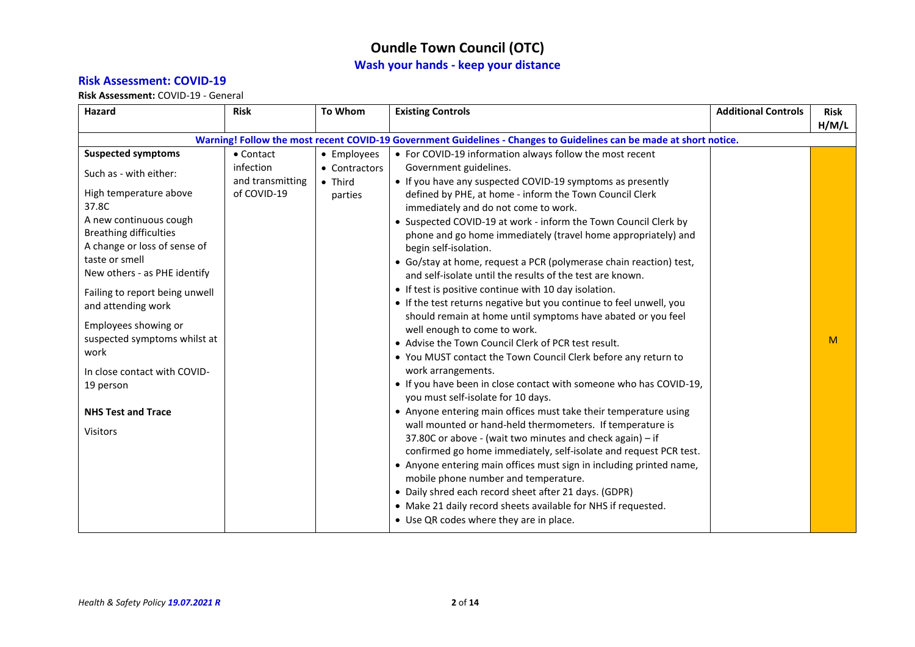# Oundle Town Council (OTC)

## Wash your hands - keep your distance

### Risk Assessment: COVID-19

**Risk Assessment:** COVID-19 - General

| Hazard | Risk | To Whom | Existing Controls | Additional Controls | Risk H/M/L |
|---|---|---|---|---|---|
| **Warning! Follow the most recent COVID-19 Government Guidelines - Changes to Guidelines can be made at short notice.** | | | | | |
| **Suspected symptoms**<br><br>Such as - with either:<br><br>High temperature above 37.8C<br>A new continuous cough<br>Breathing difficulties<br>A change or loss of sense of taste or smell<br>New others - as PHE identify<br><br>Failing to report being unwell and attending work<br><br>Employees showing or suspected symptoms whilst at work<br><br>In close contact with COVID-19 person<br><br>**NHS Test and Trace**<br><br>Visitors | • Contact infection and transmitting of COVID-19 | • Employees<br>• Contractors<br>• Third parties | • For COVID-19 information always follow the most recent Government guidelines.<br>• If you have any suspected COVID-19 symptoms as presently defined by PHE, at home - inform the Town Council Clerk immediately and do not come to work.<br>• Suspected COVID-19 at work - inform the Town Council Clerk by phone and go home immediately (travel home appropriately) and begin self-isolation.<br>• Go/stay at home, request a PCR (polymerase chain reaction) test, and self-isolate until the results of the test are known.<br>• If test is positive continue with 10 day isolation.<br>• If the test returns negative but you continue to feel unwell, you should remain at home until symptoms have abated or you feel well enough to come to work.<br>• Advise the Town Council Clerk of PCR test result.<br>• You MUST contact the Town Council Clerk before any return to work arrangements.<br>• If you have been in close contact with someone who has COVID-19, you must self-isolate for 10 days.<br>• Anyone entering main offices must take their temperature using wall mounted or hand-held thermometers. If temperature is 37.80C or above - (wait two minutes and check again) – if confirmed go home immediately, self-isolate and request PCR test.<br>• Anyone entering main offices must sign in including printed name, mobile phone number and temperature.<br>• Daily shred each record sheet after 21 days. (GDPR)<br>• Make 21 daily record sheets available for NHS if requested.<br>• Use QR codes where they are in place. | | M |

*Health & Safety Policy **19.07.2021 R***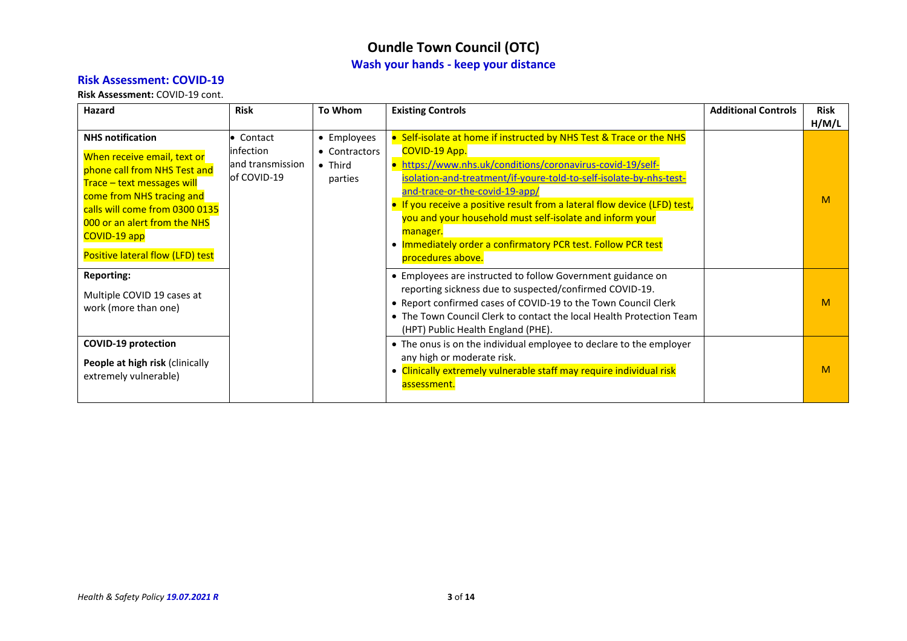# Oundle Town Council (OTC)

## Wash your hands - keep your distance

### Risk Assessment: COVID-19

**Risk Assessment:** COVID-19 cont.

| Hazard | Risk | To Whom | Existing Controls | Additional Controls | Risk H/M/L |
|---|---|---|---|---|---|
| **NHS notification**<br><br>When receive email, text or phone call from NHS Test and Trace – text messages will come from NHS tracing and calls will come from 0300 0135 000 or an alert from the NHS COVID-19 app<br><br>Positive lateral flow (LFD) test | • Contact infection and transmission of COVID-19 | • Employees<br>• Contractors<br>• Third parties | • Self-isolate at home if instructed by NHS Test & Trace or the NHS COVID-19 App.<br>• https://www.nhs.uk/conditions/coronavirus-covid-19/self-isolation-and-treatment/if-youre-told-to-self-isolate-by-nhs-test-and-trace-or-the-covid-19-app/<br>• If you receive a positive result from a lateral flow device (LFD) test, you and your household must self-isolate and inform your manager.<br>• Immediately order a confirmatory PCR test. Follow PCR test procedures above. | | M |
| **Reporting:**<br><br>Multiple COVID 19 cases at work (more than one) | | | • Employees are instructed to follow Government guidance on reporting sickness due to suspected/confirmed COVID-19.<br>• Report confirmed cases of COVID-19 to the Town Council Clerk<br>• The Town Council Clerk to contact the local Health Protection Team (HPT) Public Health England (PHE). | | M |
| **COVID-19 protection**<br><br>**People at high risk** (clinically extremely vulnerable) | | | • The onus is on the individual employee to declare to the employer any high or moderate risk.<br>• Clinically extremely vulnerable staff may require individual risk assessment. | | M |

*Health & Safety Policy* ***19.07.2021 R***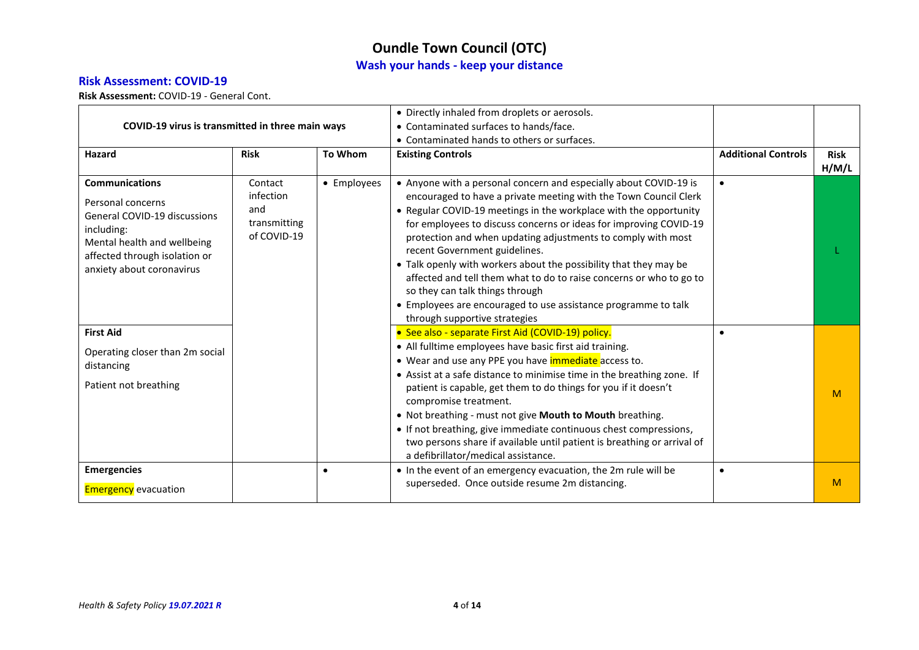# Oundle Town Council (OTC)

## Wash your hands - keep your distance

### Risk Assessment: COVID-19

**Risk Assessment:** COVID-19 - General Cont.

| **COVID-19 virus is transmitted in three main ways** | | | • Directly inhaled from droplets or aerosols.<br>• Contaminated surfaces to hands/face.<br>• Contaminated hands to others or surfaces. | | |
|---|---|---|---|---|---|
| **Hazard** | **Risk** | **To Whom** | **Existing Controls** | **Additional Controls** | **Risk H/M/L** |
| **Communications**<br>Personal concerns<br>General COVID-19 discussions including:<br>Mental health and wellbeing affected through isolation or anxiety about coronavirus | Contact infection and transmitting of COVID-19 | • Employees | • Anyone with a personal concern and especially about COVID-19 is encouraged to have a private meeting with the Town Council Clerk<br>• Regular COVID-19 meetings in the workplace with the opportunity for employees to discuss concerns or ideas for improving COVID-19 protection and when updating adjustments to comply with most recent Government guidelines.<br>• Talk openly with workers about the possibility that they may be affected and tell them what to do to raise concerns or who to go to so they can talk things through<br>• Employees are encouraged to use assistance programme to talk through supportive strategies | • | L |
| **First Aid**<br>Operating closer than 2m social distancing<br>Patient not breathing | | | • See also - separate First Aid (COVID-19) policy.<br>• All fulltime employees have basic first aid training.<br>• Wear and use any PPE you have immediate access to.<br>• Assist at a safe distance to minimise time in the breathing zone. If patient is capable, get them to do things for you if it doesn't compromise treatment.<br>• Not breathing - must not give **Mouth to Mouth** breathing.<br>• If not breathing, give immediate continuous chest compressions, two persons share if available until patient is breathing or arrival of a defibrillator/medical assistance. | • | M |
| **Emergencies**<br>Emergency evacuation | | • | • In the event of an emergency evacuation, the 2m rule will be superseded. Once outside resume 2m distancing. | • | M |

*Health & Safety Policy **19.07.2021 R***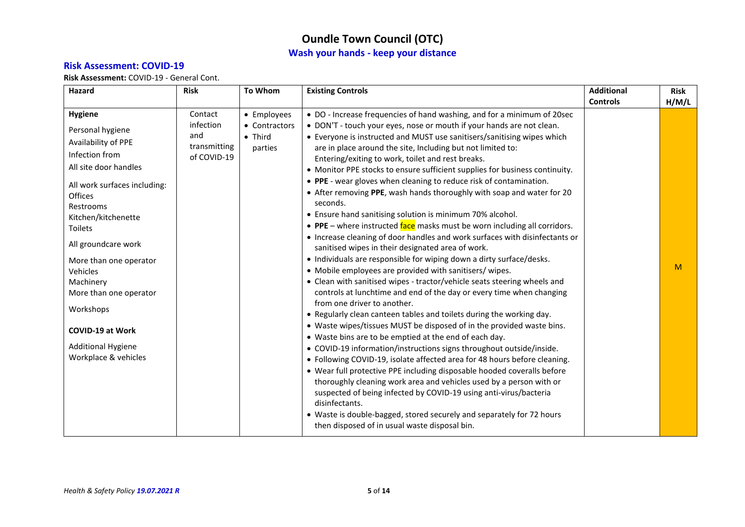# Oundle Town Council (OTC)

## Wash your hands - keep your distance

### Risk Assessment: COVID-19

**Risk Assessment:** COVID-19 - General Cont.

| Hazard | Risk | To Whom | Existing Controls | Additional Controls | Risk H/M/L |
|---|---|---|---|---|---|
| **Hygiene**<br>Personal hygiene<br>Availability of PPE<br>Infection from<br>All site door handles<br><br>All work surfaces including:<br>Offices<br>Restrooms<br>Kitchen/kitchenette<br>Toilets<br><br>All groundcare work<br><br>More than one operator<br>Vehicles<br>Machinery<br>More than one operator<br><br>Workshops<br><br>**COVID-19 at Work**<br><br>Additional Hygiene<br>Workplace & vehicles | Contact infection and transmitting of COVID-19 | • Employees<br>• Contractors<br>• Third parties | • DO - Increase frequencies of hand washing, and for a minimum of 20sec<br>• DON'T - touch your eyes, nose or mouth if your hands are not clean.<br>• Everyone is instructed and MUST use sanitisers/sanitising wipes which are in place around the site, Including but not limited to: Entering/exiting to work, toilet and rest breaks.<br>• Monitor PPE stocks to ensure sufficient supplies for business continuity.<br>• **PPE** - wear gloves when cleaning to reduce risk of contamination.<br>• After removing **PPE**, wash hands thoroughly with soap and water for 20 seconds.<br>• Ensure hand sanitising solution is minimum 70% alcohol.<br>• **PPE** – where instructed face masks must be worn including all corridors.<br>• Increase cleaning of door handles and work surfaces with disinfectants or sanitised wipes in their designated area of work.<br>• Individuals are responsible for wiping down a dirty surface/desks.<br>• Mobile employees are provided with sanitisers/ wipes.<br>• Clean with sanitised wipes - tractor/vehicle seats steering wheels and controls at lunchtime and end of the day or every time when changing from one driver to another.<br>• Regularly clean canteen tables and toilets during the working day.<br>• Waste wipes/tissues MUST be disposed of in the provided waste bins.<br>• Waste bins are to be emptied at the end of each day.<br>• COVID-19 information/instructions signs throughout outside/inside.<br>• Following COVID-19, isolate affected area for 48 hours before cleaning.<br>• Wear full protective PPE including disposable hooded coveralls before thoroughly cleaning work area and vehicles used by a person with or suspected of being infected by COVID-19 using anti-virus/bacteria disinfectants.<br>• Waste is double-bagged, stored securely and separately for 72 hours then disposed of in usual waste disposal bin. | | M |

*Health & Safety Policy* ***19.07.2021 R***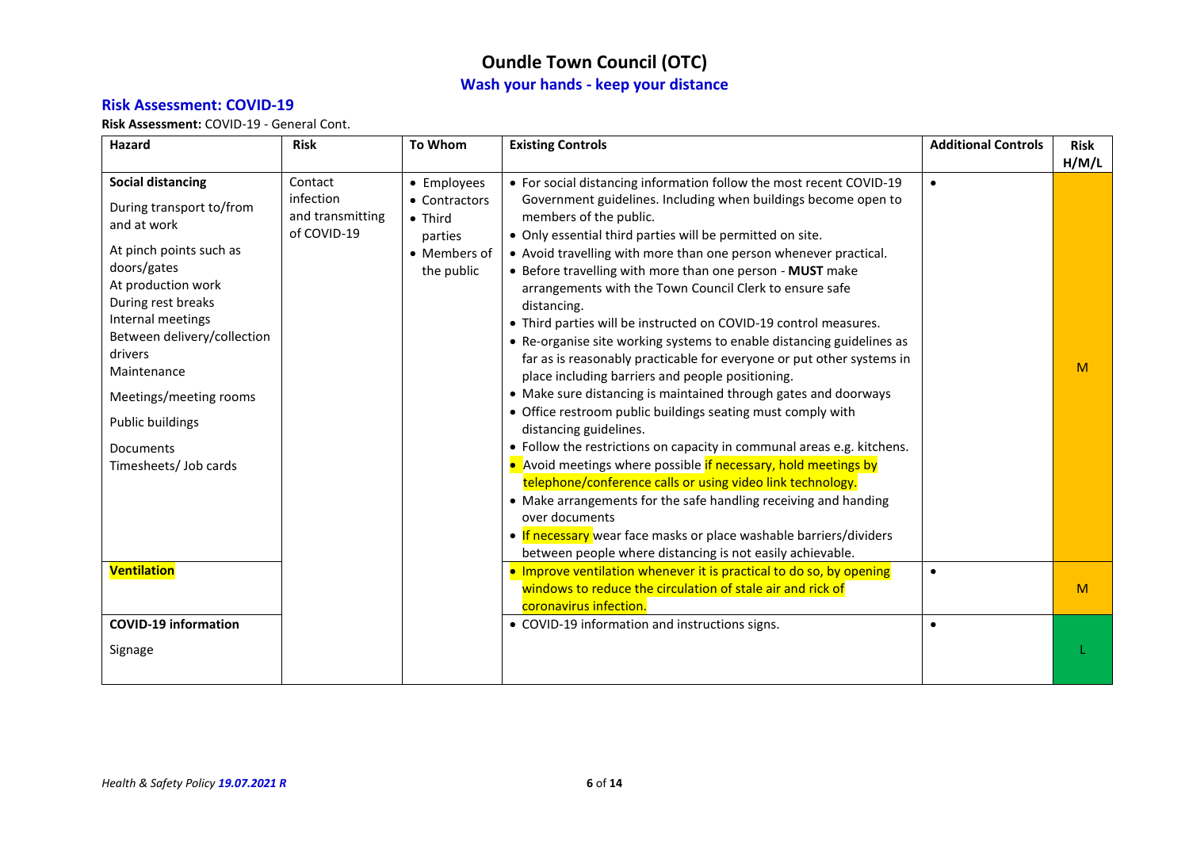# Oundle Town Council (OTC)

## Wash your hands - keep your distance

### Risk Assessment: COVID-19

**Risk Assessment:** COVID-19 - General Cont.

| Hazard | Risk | To Whom | Existing Controls | Additional Controls | Risk H/M/L |
|---|---|---|---|---|---|
| **Social distancing**<br>During transport to/from and at work<br>At pinch points such as doors/gates<br>At production work<br>During rest breaks<br>Internal meetings<br>Between delivery/collection drivers<br>Maintenance<br>Meetings/meeting rooms<br>Public buildings<br>Documents<br>Timesheets/ Job cards | Contact infection and transmitting of COVID-19 | • Employees<br>• Contractors<br>• Third parties<br>• Members of the public | • For social distancing information follow the most recent COVID-19 Government guidelines. Including when buildings become open to members of the public.<br>• Only essential third parties will be permitted on site.<br>• Avoid travelling with more than one person whenever practical.<br>• Before travelling with more than one person - **MUST** make arrangements with the Town Council Clerk to ensure safe distancing.<br>• Third parties will be instructed on COVID-19 control measures.<br>• Re-organise site working systems to enable distancing guidelines as far as is reasonably practicable for everyone or put other systems in place including barriers and people positioning.<br>• Make sure distancing is maintained through gates and doorways<br>• Office restroom public buildings seating must comply with distancing guidelines.<br>• Follow the restrictions on capacity in communal areas e.g. kitchens.<br>• Avoid meetings where possible if necessary, hold meetings by telephone/conference calls or using video link technology.<br>• Make arrangements for the safe handling receiving and handing over documents<br>• If necessary wear face masks or place washable barriers/dividers between people where distancing is not easily achievable. | • | M |
| **Ventilation** | | | • Improve ventilation whenever it is practical to do so, by opening windows to reduce the circulation of stale air and rick of coronavirus infection. | • | M |
| **COVID-19 information**<br>Signage | | | • COVID-19 information and instructions signs. | • | L |

*Health & Safety Policy* ***19.07.2021 R***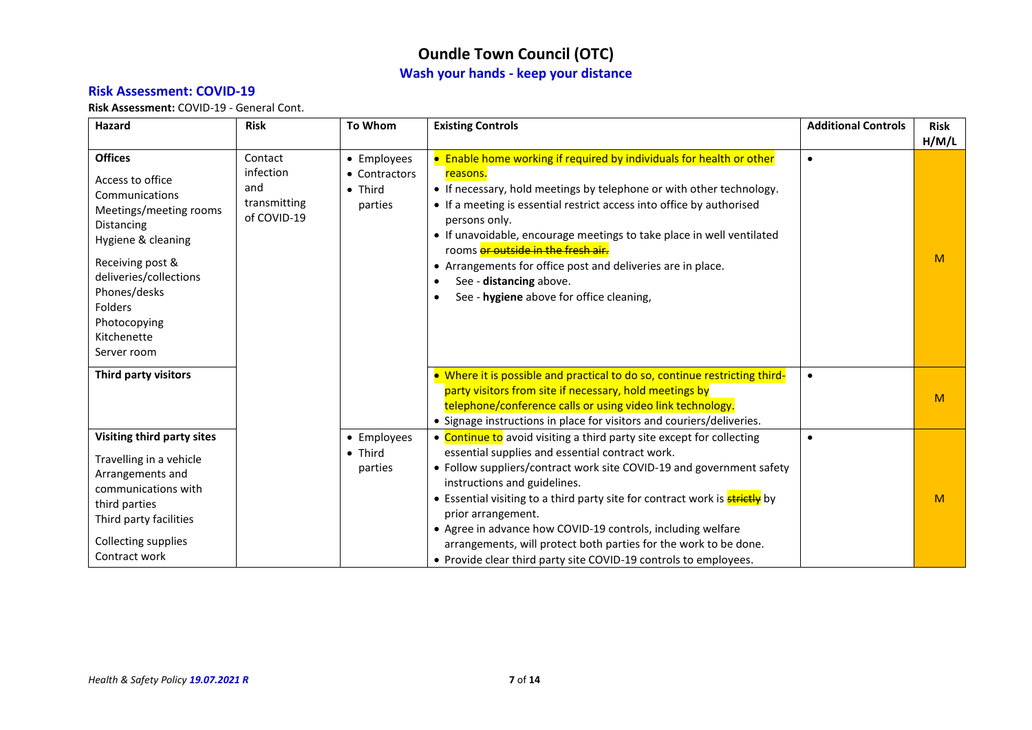# Oundle Town Council (OTC)

## Wash your hands - keep your distance

### Risk Assessment: COVID-19

**Risk Assessment:** COVID-19 - General Cont.

| Hazard | Risk | To Whom | Existing Controls | Additional Controls | Risk H/M/L |
|---|---|---|---|---|---|
| **Offices**<br>Access to office<br>Communications<br>Meetings/meeting rooms<br>Distancing<br>Hygiene & cleaning<br>Receiving post & deliveries/collections<br>Phones/desks<br>Folders<br>Photocopying<br>Kitchenette<br>Server room | Contact infection and transmitting of COVID-19 | • Employees<br>• Contractors<br>• Third parties | • Enable home working if required by individuals for health or other reasons.<br>• If necessary, hold meetings by telephone or with other technology.<br>• If a meeting is essential restrict access into office by authorised persons only.<br>• If unavoidable, encourage meetings to take place in well ventilated rooms ~~or outside in the fresh air.~~<br>• Arrangements for office post and deliveries are in place.<br>• See - **distancing** above.<br>• See - **hygiene** above for office cleaning, | • | M |
| **Third party visitors** | | | • Where it is possible and practical to do so, continue restricting third-party visitors from site if necessary, hold meetings by telephone/conference calls or using video link technology.<br>• Signage instructions in place for visitors and couriers/deliveries. | • | M |
| **Visiting third party sites**<br>Travelling in a vehicle<br>Arrangements and communications with third parties<br>Third party facilities<br>Collecting supplies<br>Contract work | | • Employees<br>• Third parties | • Continue to avoid visiting a third party site except for collecting essential supplies and essential contract work.<br>• Follow suppliers/contract work site COVID-19 and government safety instructions and guidelines.<br>• Essential visiting to a third party site for contract work is ~~strictly~~ by prior arrangement.<br>• Agree in advance how COVID-19 controls, including welfare arrangements, will protect both parties for the work to be done.<br>• Provide clear third party site COVID-19 controls to employees. | • | M |

*Health & Safety Policy* ***19.07.2021 R***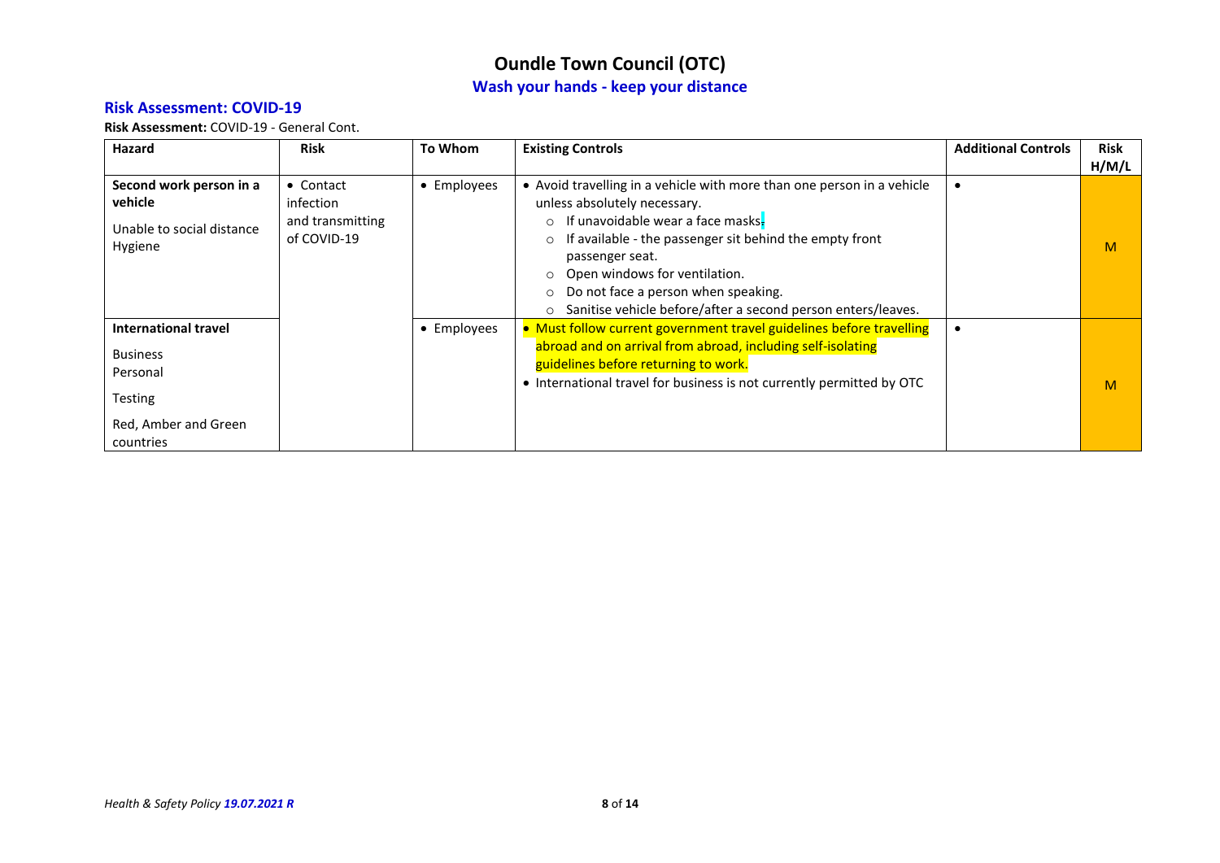# Oundle Town Council (OTC)

## Wash your hands - keep your distance

### Risk Assessment: COVID-19

**Risk Assessment:** COVID-19 - General Cont.

| Hazard | Risk | To Whom | Existing Controls | Additional Controls | Risk H/M/L |
|---|---|---|---|---|---|
| **Second work person in a vehicle**<br>Unable to social distance<br>Hygiene | • Contact infection and transmitting of COVID-19 | • Employees | • Avoid travelling in a vehicle with more than one person in a vehicle unless absolutely necessary.<br>○ If unavoidable wear a face masks.<br>○ If available - the passenger sit behind the empty front passenger seat.<br>○ Open windows for ventilation.<br>○ Do not face a person when speaking.<br>○ Sanitise vehicle before/after a second person enters/leaves. | • | M |
| **International travel**<br>Business<br>Personal<br>Testing<br>Red, Amber and Green countries | | • Employees | • Must follow current government travel guidelines before travelling abroad and on arrival from abroad, including self-isolating guidelines before returning to work.<br>• International travel for business is not currently permitted by OTC | • | M |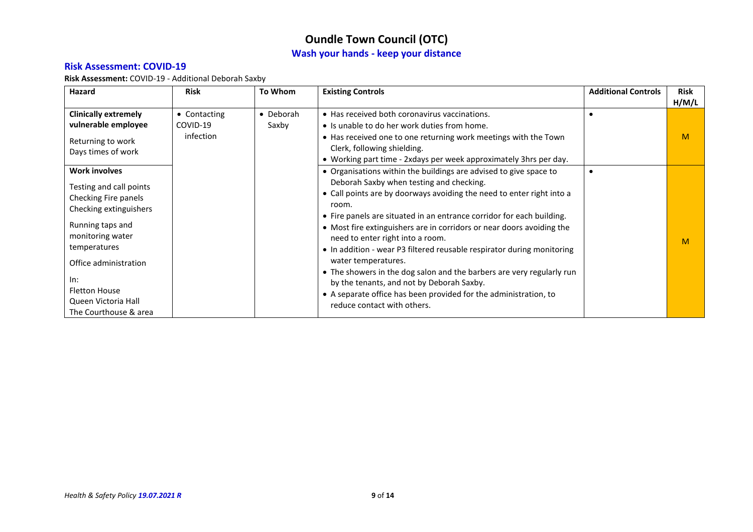# Oundle Town Council (OTC)

## Wash your hands - keep your distance

### Risk Assessment: COVID-19

**Risk Assessment:** COVID-19 - Additional Deborah Saxby

| Hazard | Risk | To Whom | Existing Controls | Additional Controls | Risk H/M/L |
|---|---|---|---|---|---|
| **Clinically extremely vulnerable employee**<br><br>Returning to work<br>Days times of work | • Contacting COVID-19 infection | • Deborah Saxby | • Has received both coronavirus vaccinations.<br>• Is unable to do her work duties from home.<br>• Has received one to one returning work meetings with the Town Clerk, following shielding.<br>• Working part time - 2xdays per week approximately 3hrs per day. | • | M |
| **Work involves**<br><br>Testing and call points<br>Checking Fire panels<br>Checking extinguishers<br><br>Running taps and monitoring water temperatures<br><br>Office administration<br><br>In:<br>Fletton House<br>Queen Victoria Hall<br>The Courthouse & area | | | • Organisations within the buildings are advised to give space to Deborah Saxby when testing and checking.<br>• Call points are by doorways avoiding the need to enter right into a room.<br>• Fire panels are situated in an entrance corridor for each building.<br>• Most fire extinguishers are in corridors or near doors avoiding the need to enter right into a room.<br>• In addition - wear P3 filtered reusable respirator during monitoring water temperatures.<br>• The showers in the dog salon and the barbers are very regularly run by the tenants, and not by Deborah Saxby.<br>• A separate office has been provided for the administration, to reduce contact with others. | • | M |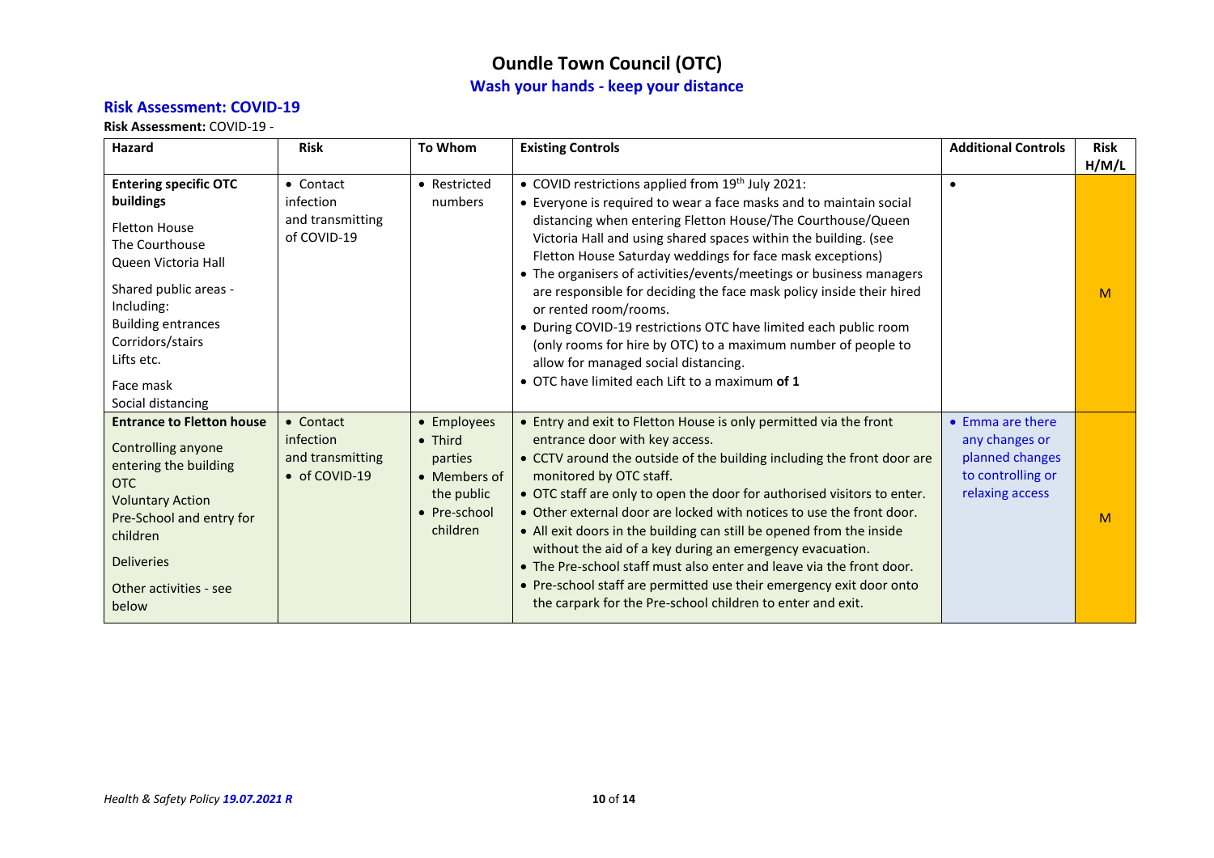# Oundle Town Council (OTC)

## Wash your hands - keep your distance

### Risk Assessment: COVID-19

**Risk Assessment:** COVID-19 -

| Hazard | Risk | To Whom | Existing Controls | Additional Controls | Risk H/M/L |
|---|---|---|---|---|---|
| **Entering specific OTC buildings**<br><br>Fletton House<br>The Courthouse<br>Queen Victoria Hall<br><br>Shared public areas - Including:<br>Building entrances<br>Corridors/stairs<br>Lifts etc.<br><br>Face mask<br>Social distancing | • Contact infection and transmitting of COVID-19 | • Restricted numbers | • COVID restrictions applied from 19th July 2021:<br>• Everyone is required to wear a face masks and to maintain social distancing when entering Fletton House/The Courthouse/Queen Victoria Hall and using shared spaces within the building. (see Fletton House Saturday weddings for face mask exceptions)<br>• The organisers of activities/events/meetings or business managers are responsible for deciding the face mask policy inside their hired or rented room/rooms.<br>• During COVID-19 restrictions OTC have limited each public room (only rooms for hire by OTC) to a maximum number of people to allow for managed social distancing.<br>• OTC have limited each Lift to a maximum **of 1** | • | M |
| **Entrance to Fletton house**<br><br>Controlling anyone entering the building<br>OTC<br>Voluntary Action<br>Pre-School and entry for children<br><br>Deliveries<br><br>Other activities - see below | • Contact infection and transmitting<br>• of COVID-19 | • Employees<br>• Third parties<br>• Members of the public<br>• Pre-school children | • Entry and exit to Fletton House is only permitted via the front entrance door with key access.<br>• CCTV around the outside of the building including the front door are monitored by OTC staff.<br>• OTC staff are only to open the door for authorised visitors to enter.<br>• Other external door are locked with notices to use the front door.<br>• All exit doors in the building can still be opened from the inside without the aid of a key during an emergency evacuation.<br>• The Pre-school staff must also enter and leave via the front door.<br>• Pre-school staff are permitted use their emergency exit door onto the carpark for the Pre-school children to enter and exit. | • Emma are there any changes or planned changes to controlling or relaxing access | M |

*Health & Safety Policy **19.07.2021 R***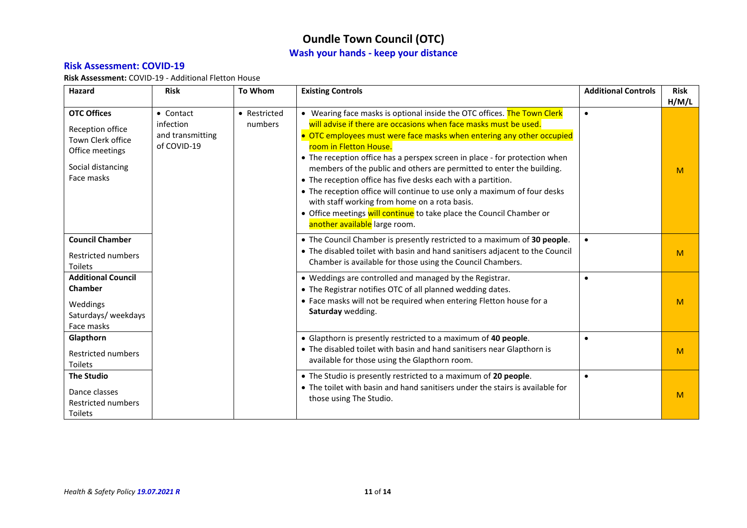# Oundle Town Council (OTC)

## Wash your hands - keep your distance

### Risk Assessment: COVID-19

**Risk Assessment:** COVID-19 - Additional Fletton House

| Hazard | Risk | To Whom | Existing Controls | Additional Controls | Risk H/M/L |
|---|---|---|---|---|---|
| **OTC Offices**<br>Reception office<br>Town Clerk office<br>Office meetings<br>Social distancing<br>Face masks | • Contact infection and transmitting of COVID-19 | • Restricted numbers | • Wearing face masks is optional inside the OTC offices. The Town Clerk will advise if there are occasions when face masks must be used.<br>• OTC employees must were face masks when entering any other occupied room in Fletton House.<br>• The reception office has a perspex screen in place - for protection when members of the public and others are permitted to enter the building.<br>• The reception office has five desks each with a partition.<br>• The reception office will continue to use only a maximum of four desks with staff working from home on a rota basis.<br>• Office meetings will continue to take place the Council Chamber or another available large room. | • | M |
| **Council Chamber**<br>Restricted numbers<br>Toilets | | | • The Council Chamber is presently restricted to a maximum of **30 people**.<br>• The disabled toilet with basin and hand sanitisers adjacent to the Council Chamber is available for those using the Council Chambers. | • | M |
| **Additional Council Chamber**<br>Weddings<br>Saturdays/ weekdays<br>Face masks | | | • Weddings are controlled and managed by the Registrar.<br>• The Registrar notifies OTC of all planned wedding dates.<br>• Face masks will not be required when entering Fletton house for a **Saturday** wedding. | • | M |
| **Glapthorn**<br>Restricted numbers<br>Toilets | | | • Glapthorn is presently restricted to a maximum of **40 people**.<br>• The disabled toilet with basin and hand sanitisers near Glapthorn is available for those using the Glapthorn room. | • | M |
| **The Studio**<br>Dance classes<br>Restricted numbers<br>Toilets | | | • The Studio is presently restricted to a maximum of **20 people**.<br>• The toilet with basin and hand sanitisers under the stairs is available for those using The Studio. | • | M |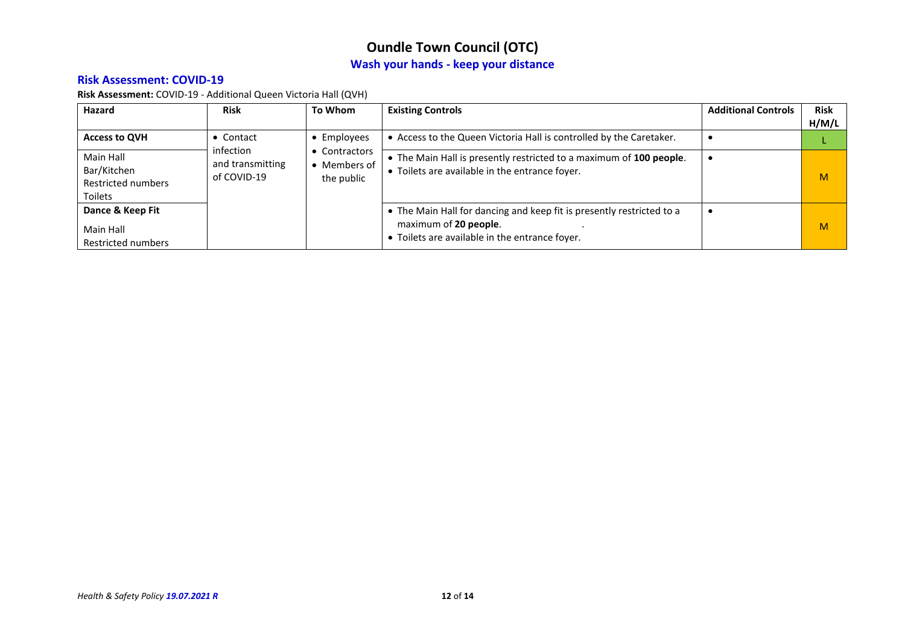# Oundle Town Council (OTC)

## Wash your hands - keep your distance

### Risk Assessment: COVID-19

**Risk Assessment:** COVID-19 - Additional Queen Victoria Hall (QVH)

| Hazard | Risk | To Whom | Existing Controls | Additional Controls | Risk H/M/L |
|---|---|---|---|---|---|
| **Access to QVH** | • Contact infection and transmitting of COVID-19 | • Employees<br>• Contractors<br>• Members of the public | • Access to the Queen Victoria Hall is controlled by the Caretaker. | • | L |
| Main Hall<br>Bar/Kitchen<br>Restricted numbers<br>Toilets | | | • The Main Hall is presently restricted to a maximum of **100 people**.<br>• Toilets are available in the entrance foyer. | • | M |
| **Dance & Keep Fit**<br>Main Hall<br>Restricted numbers | | | • The Main Hall for dancing and keep fit is presently restricted to a maximum of **20 people**. .<br>• Toilets are available in the entrance foyer. | • | M |

*Health & Safety Policy* ***19.07.2021 R***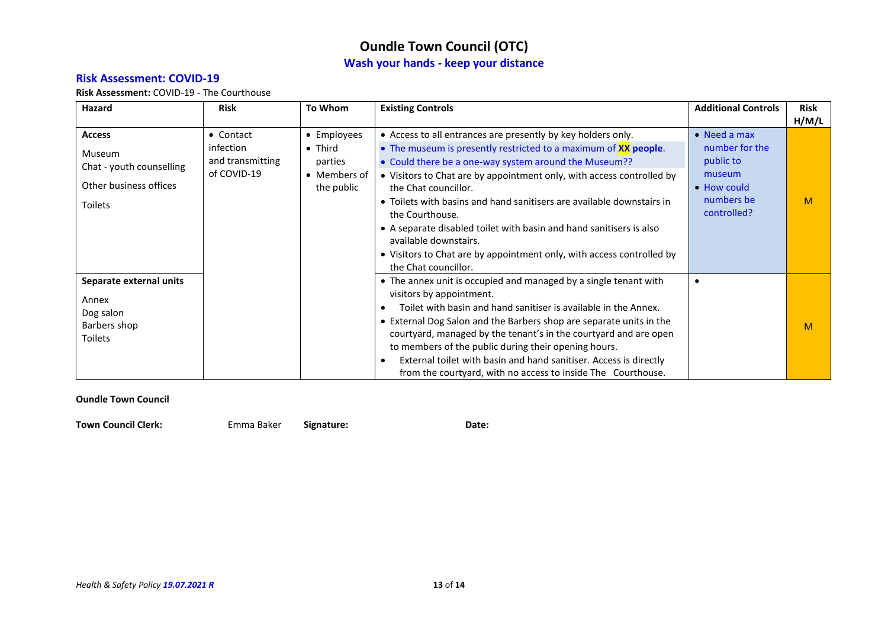# Oundle Town Council (OTC)

## Wash your hands - keep your distance

### Risk Assessment: COVID-19

**Risk Assessment:** COVID-19 - The Courthouse

| Hazard | Risk | To Whom | Existing Controls | Additional Controls | Risk H/M/L |
|---|---|---|---|---|---|
| **Access**<br><br>Museum<br>Chat - youth counselling<br><br>Other business offices<br><br>Toilets | • Contact infection and transmitting of COVID-19 | • Employees<br>• Third parties<br>• Members of the public | • Access to all entrances are presently by key holders only.<br>• The museum is presently restricted to a maximum of **XX people**.<br>• Could there be a one-way system around the Museum??<br>• Visitors to Chat are by appointment only, with access controlled by the Chat councillor.<br>• Toilets with basins and hand sanitisers are available downstairs in the Courthouse.<br>• A separate disabled toilet with basin and hand sanitisers is also available downstairs.<br>• Visitors to Chat are by appointment only, with access controlled by the Chat councillor. | • Need a max number for the public to museum<br>• How could numbers be controlled? | M |
| **Separate external units**<br><br>Annex<br>Dog salon<br>Barbers shop<br>Toilets | | | • The annex unit is occupied and managed by a single tenant with visitors by appointment.<br>• Toilet with basin and hand sanitiser is available in the Annex.<br>• External Dog Salon and the Barbers shop are separate units in the courtyard, managed by the tenant's in the courtyard and are open to members of the public during their opening hours.<br>• External toilet with basin and hand sanitiser. Access is directly from the courtyard, with no access to inside The Courthouse. | • | M |

**Oundle Town Council**

**Town Council Clerk:** Emma Baker **Signature:** **Date:**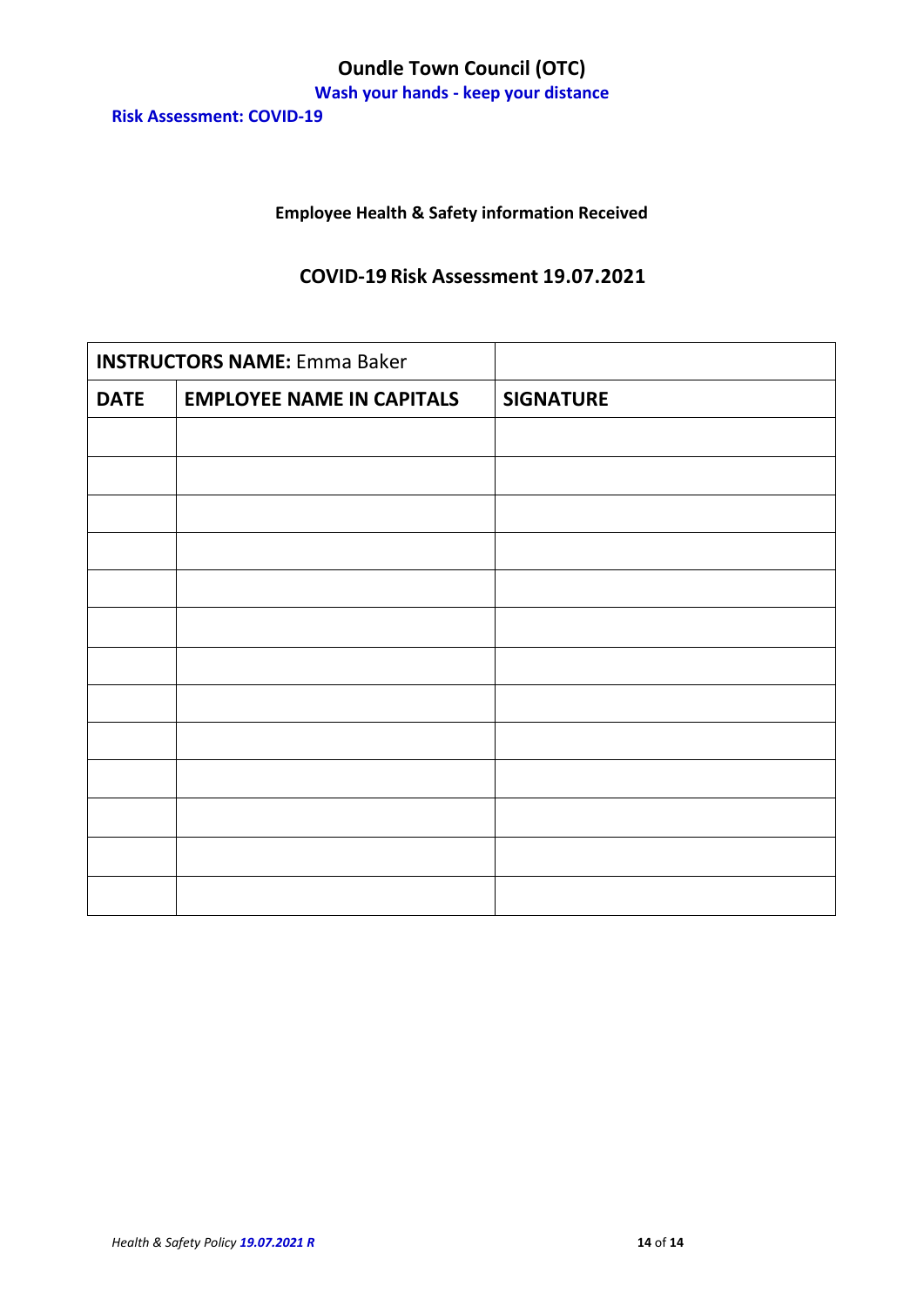# Oundle Town Council (OTC)

**Wash your hands - keep your distance**

**Risk Assessment: COVID-19**

**Employee Health & Safety information Received**

## COVID-19 Risk Assessment 19.07.2021

| **INSTRUCTORS NAME:** Emma Baker | | |
|---|---|---|
| **DATE** | **EMPLOYEE NAME IN CAPITALS** | **SIGNATURE** |
| | | |
| | | |
| | | |
| | | |
| | | |
| | | |
| | | |
| | | |
| | | |
| | | |
| | | |
| | | |
| | | |

*Health & Safety Policy* ***19.07.2021 R***